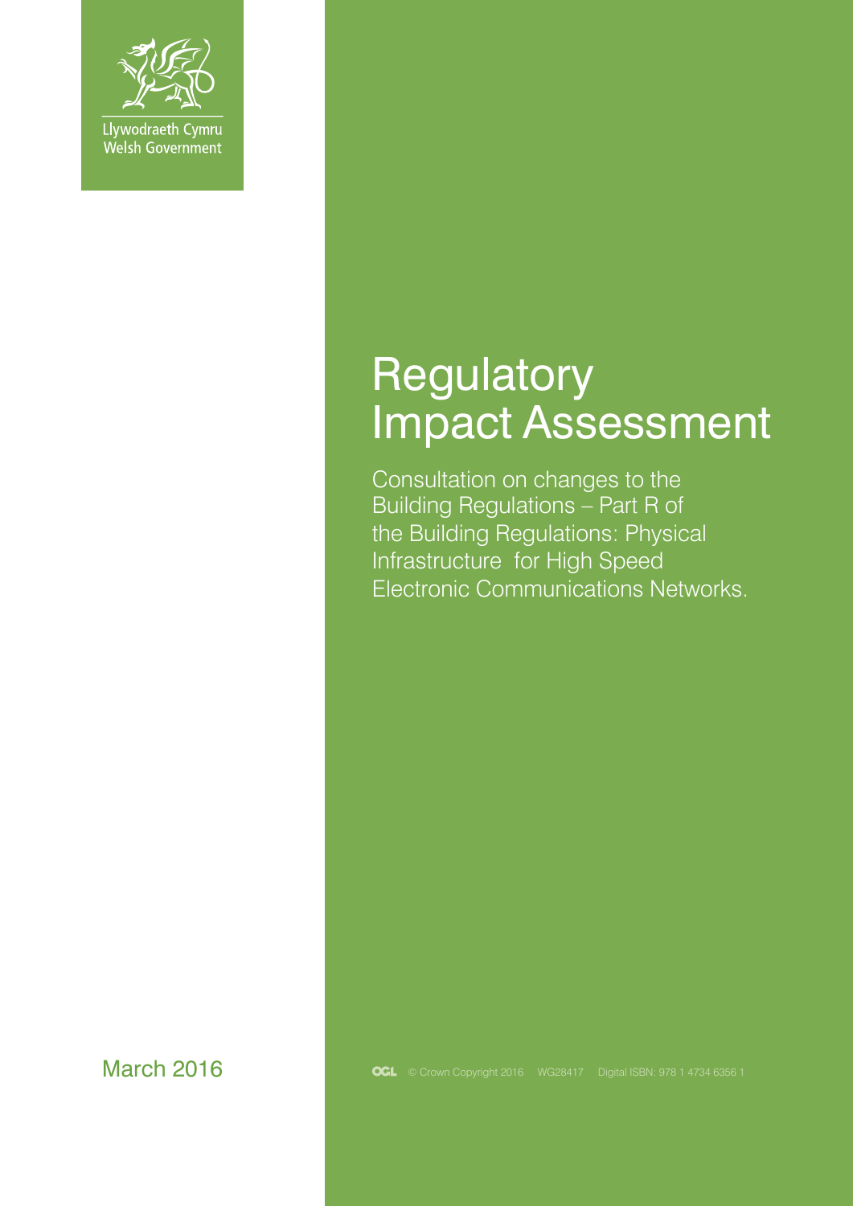Llywodraeth Cymru
Welsh Government

# Regulatory Impact Assessment

Consultation on changes to the Building Regulations – Part R of the Building Regulations: Physical Infrastructure for High Speed Electronic Communications Networks.

March 2016

© Crown Copyright 2016 WG28417 Digital ISBN: 978 1 4734 6356 1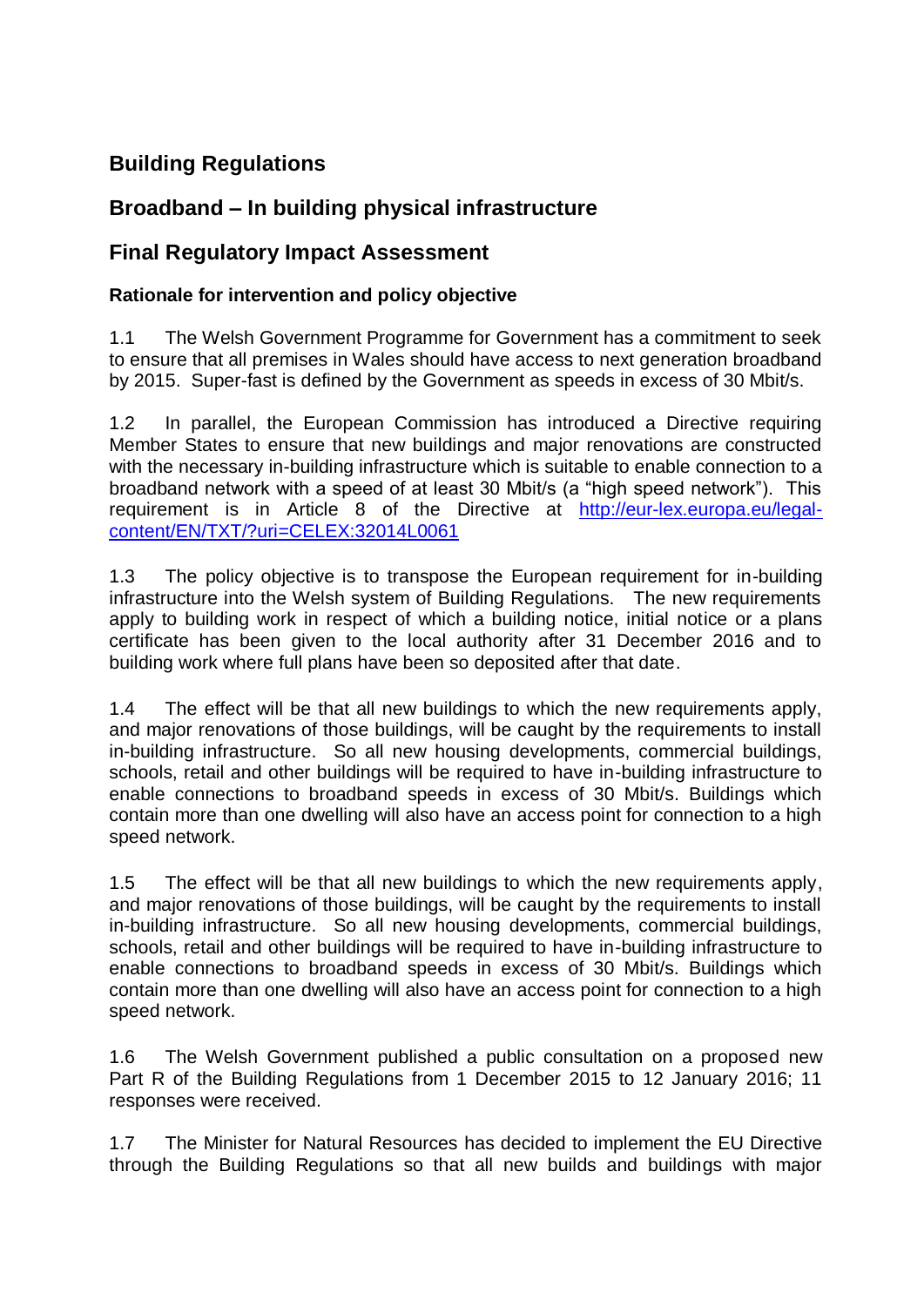## Building Regulations

## Broadband – In building physical infrastructure

## Final Regulatory Impact Assessment

### Rationale for intervention and policy objective

1.1 The Welsh Government Programme for Government has a commitment to seek to ensure that all premises in Wales should have access to next generation broadband by 2015. Super-fast is defined by the Government as speeds in excess of 30 Mbit/s.

1.2 In parallel, the European Commission has introduced a Directive requiring Member States to ensure that new buildings and major renovations are constructed with the necessary in-building infrastructure which is suitable to enable connection to a broadband network with a speed of at least 30 Mbit/s (a "high speed network"). This requirement is in Article 8 of the Directive at [http://eur-lex.europa.eu/legal-content/EN/TXT/?uri=CELEX:32014L0061](http://eur-lex.europa.eu/legal-content/EN/TXT/?uri=CELEX:32014L0061)

1.3 The policy objective is to transpose the European requirement for in-building infrastructure into the Welsh system of Building Regulations. The new requirements apply to building work in respect of which a building notice, initial notice or a plans certificate has been given to the local authority after 31 December 2016 and to building work where full plans have been so deposited after that date.

1.4 The effect will be that all new buildings to which the new requirements apply, and major renovations of those buildings, will be caught by the requirements to install in-building infrastructure. So all new housing developments, commercial buildings, schools, retail and other buildings will be required to have in-building infrastructure to enable connections to broadband speeds in excess of 30 Mbit/s. Buildings which contain more than one dwelling will also have an access point for connection to a high speed network.

1.5 The effect will be that all new buildings to which the new requirements apply, and major renovations of those buildings, will be caught by the requirements to install in-building infrastructure. So all new housing developments, commercial buildings, schools, retail and other buildings will be required to have in-building infrastructure to enable connections to broadband speeds in excess of 30 Mbit/s. Buildings which contain more than one dwelling will also have an access point for connection to a high speed network.

1.6 The Welsh Government published a public consultation on a proposed new Part R of the Building Regulations from 1 December 2015 to 12 January 2016; 11 responses were received.

1.7 The Minister for Natural Resources has decided to implement the EU Directive through the Building Regulations so that all new builds and buildings with major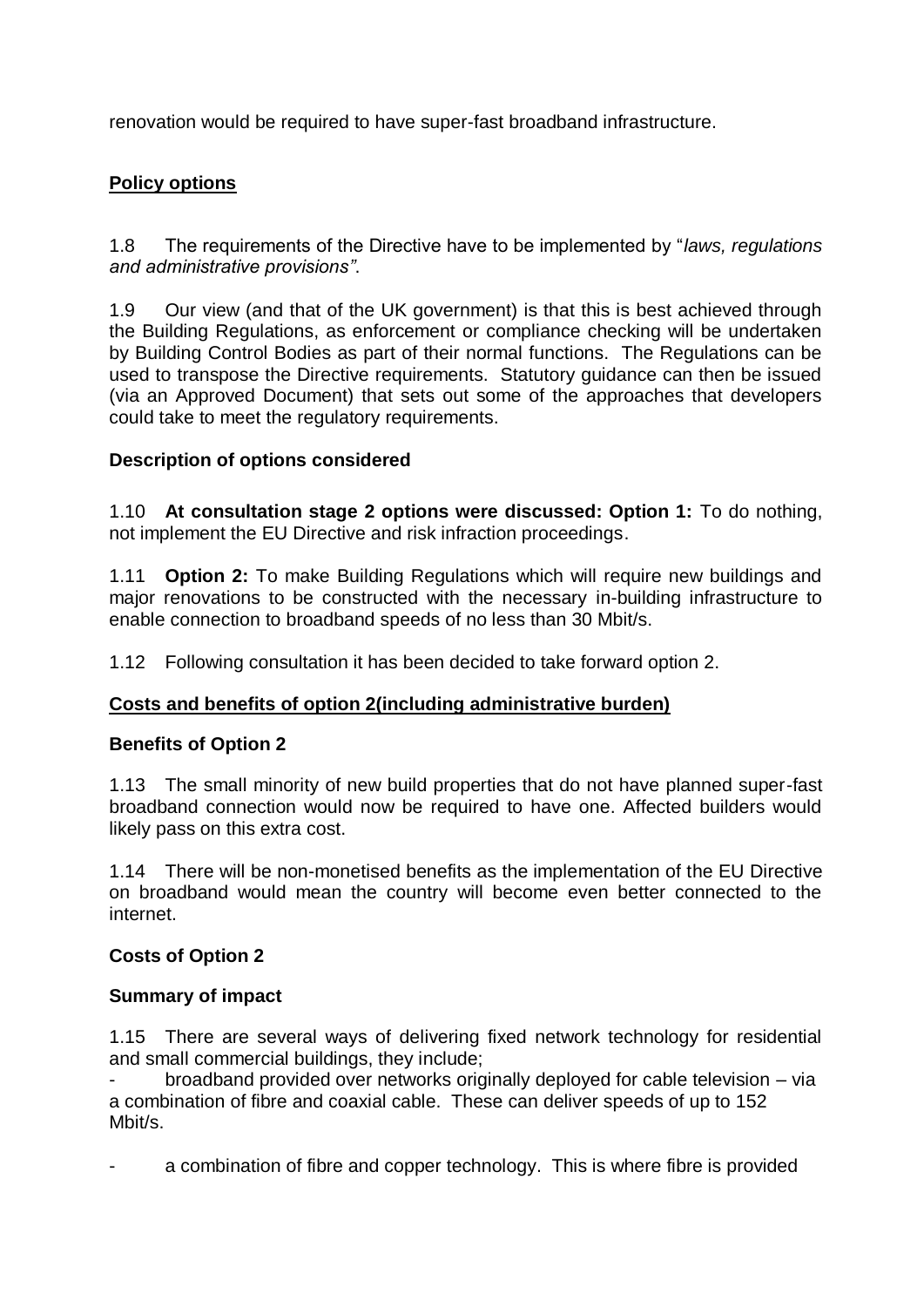renovation would be required to have super-fast broadband infrastructure.

## **Policy options**

1.8 The requirements of the Directive have to be implemented by "*laws, regulations and administrative provisions"*.

1.9 Our view (and that of the UK government) is that this is best achieved through the Building Regulations, as enforcement or compliance checking will be undertaken by Building Control Bodies as part of their normal functions. The Regulations can be used to transpose the Directive requirements. Statutory guidance can then be issued (via an Approved Document) that sets out some of the approaches that developers could take to meet the regulatory requirements.

### **Description of options considered**

1.10 **At consultation stage 2 options were discussed: Option 1:** To do nothing, not implement the EU Directive and risk infraction proceedings.

1.11 **Option 2:** To make Building Regulations which will require new buildings and major renovations to be constructed with the necessary in-building infrastructure to enable connection to broadband speeds of no less than 30 Mbit/s.

1.12 Following consultation it has been decided to take forward option 2.

## **Costs and benefits of option 2(including administrative burden)**

### **Benefits of Option 2**

1.13 The small minority of new build properties that do not have planned super-fast broadband connection would now be required to have one. Affected builders would likely pass on this extra cost.

1.14 There will be non-monetised benefits as the implementation of the EU Directive on broadband would mean the country will become even better connected to the internet.

### **Costs of Option 2**

### **Summary of impact**

1.15 There are several ways of delivering fixed network technology for residential and small commercial buildings, they include;

- broadband provided over networks originally deployed for cable television – via a combination of fibre and coaxial cable. These can deliver speeds of up to 152 Mbit/s.

- a combination of fibre and copper technology. This is where fibre is provided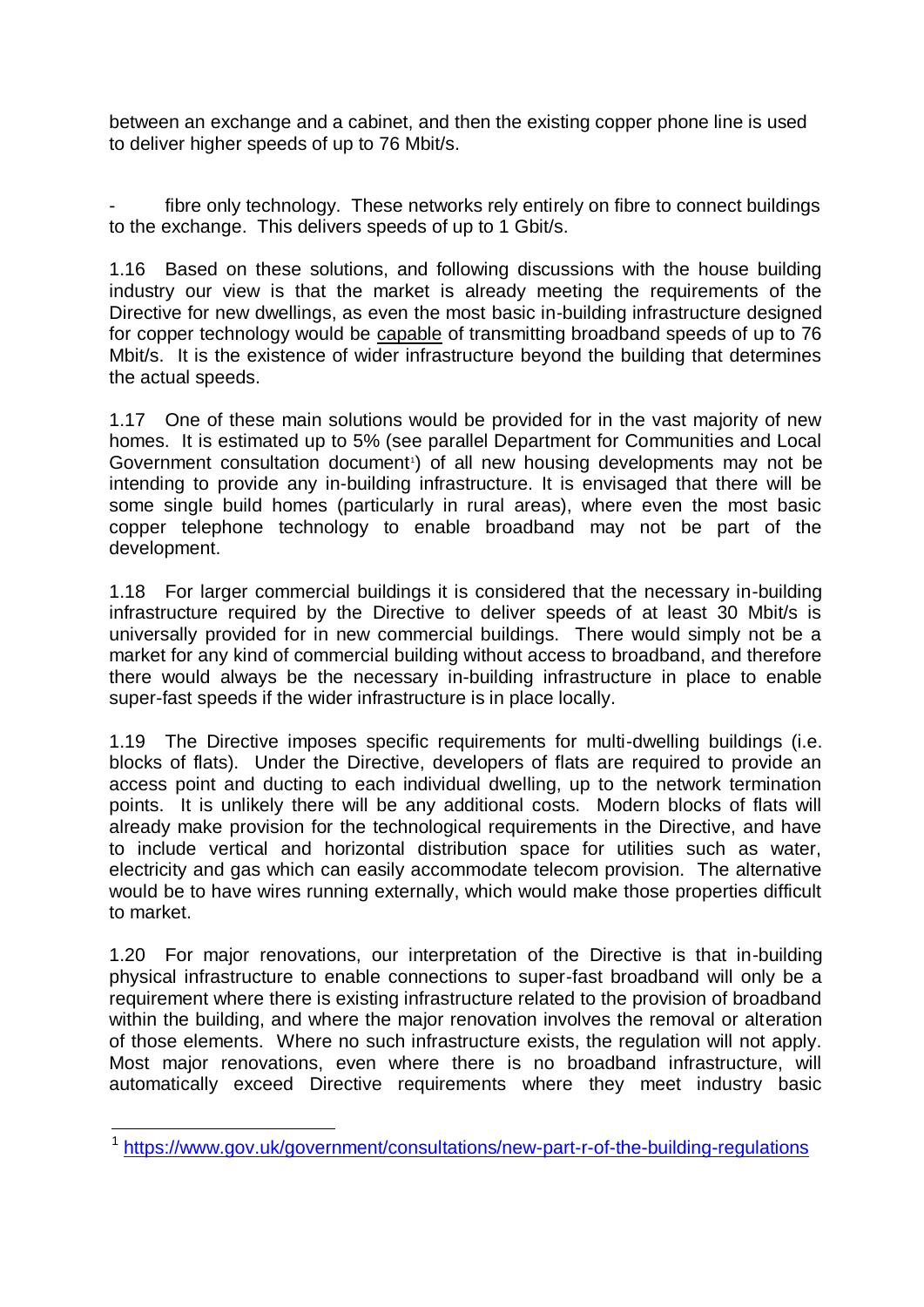between an exchange and a cabinet, and then the existing copper phone line is used to deliver higher speeds of up to 76 Mbit/s.

- fibre only technology. These networks rely entirely on fibre to connect buildings to the exchange. This delivers speeds of up to 1 Gbit/s.

1.16 Based on these solutions, and following discussions with the house building industry our view is that the market is already meeting the requirements of the Directive for new dwellings, as even the most basic in-building infrastructure designed for copper technology would be capable of transmitting broadband speeds of up to 76 Mbit/s. It is the existence of wider infrastructure beyond the building that determines the actual speeds.

1.17 One of these main solutions would be provided for in the vast majority of new homes. It is estimated up to 5% (see parallel Department for Communities and Local Government consultation document[1]) of all new housing developments may not be intending to provide any in-building infrastructure. It is envisaged that there will be some single build homes (particularly in rural areas), where even the most basic copper telephone technology to enable broadband may not be part of the development.

1.18 For larger commercial buildings it is considered that the necessary in-building infrastructure required by the Directive to deliver speeds of at least 30 Mbit/s is universally provided for in new commercial buildings. There would simply not be a market for any kind of commercial building without access to broadband, and therefore there would always be the necessary in-building infrastructure in place to enable super-fast speeds if the wider infrastructure is in place locally.

1.19 The Directive imposes specific requirements for multi-dwelling buildings (i.e. blocks of flats). Under the Directive, developers of flats are required to provide an access point and ducting to each individual dwelling, up to the network termination points. It is unlikely there will be any additional costs. Modern blocks of flats will already make provision for the technological requirements in the Directive, and have to include vertical and horizontal distribution space for utilities such as water, electricity and gas which can easily accommodate telecom provision. The alternative would be to have wires running externally, which would make those properties difficult to market.

1.20 For major renovations, our interpretation of the Directive is that in-building physical infrastructure to enable connections to super-fast broadband will only be a requirement where there is existing infrastructure related to the provision of broadband within the building, and where the major renovation involves the removal or alteration of those elements. Where no such infrastructure exists, the regulation will not apply. Most major renovations, even where there is no broadband infrastructure, will automatically exceed Directive requirements where they meet industry basic

---

[1] https://www.gov.uk/government/consultations/new-part-r-of-the-building-regulations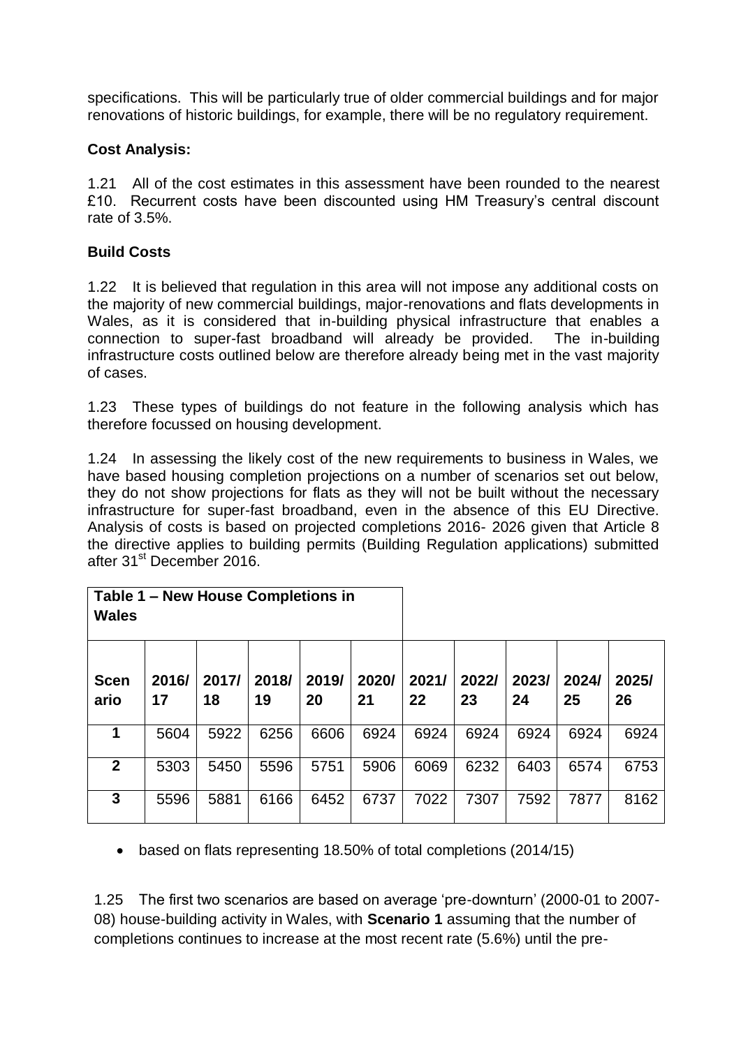specifications. This will be particularly true of older commercial buildings and for major renovations of historic buildings, for example, there will be no regulatory requirement.

**Cost Analysis:**

1.21 All of the cost estimates in this assessment have been rounded to the nearest £10. Recurrent costs have been discounted using HM Treasury's central discount rate of 3.5%.

**Build Costs**

1.22 It is believed that regulation in this area will not impose any additional costs on the majority of new commercial buildings, major-renovations and flats developments in Wales, as it is considered that in-building physical infrastructure that enables a connection to super-fast broadband will already be provided. The in-building infrastructure costs outlined below are therefore already being met in the vast majority of cases.

1.23 These types of buildings do not feature in the following analysis which has therefore focussed on housing development.

1.24 In assessing the likely cost of the new requirements to business in Wales, we have based housing completion projections on a number of scenarios set out below, they do not show projections for flats as they will not be built without the necessary infrastructure for super-fast broadband, even in the absence of this EU Directive. Analysis of costs is based on projected completions 2016- 2026 given that Article 8 the directive applies to building permits (Building Regulation applications) submitted after 31[st] December 2016.

**Table 1 – New House Completions in Wales**

| Scenario | 2016/17 | 2017/18 | 2018/19 | 2019/20 | 2020/21 | 2021/22 | 2022/23 | 2023/24 | 2024/25 | 2025/26 |
|---|---|---|---|---|---|---|---|---|---|---|
| **1** | 5604 | 5922 | 6256 | 6606 | 6924 | 6924 | 6924 | 6924 | 6924 | 6924 |
| **2** | 5303 | 5450 | 5596 | 5751 | 5906 | 6069 | 6232 | 6403 | 6574 | 6753 |
| **3** | 5596 | 5881 | 6166 | 6452 | 6737 | 7022 | 7307 | 7592 | 7877 | 8162 |

- based on flats representing 18.50% of total completions (2014/15)

1.25 The first two scenarios are based on average 'pre-downturn' (2000-01 to 2007-08) house-building activity in Wales, with **Scenario 1** assuming that the number of completions continues to increase at the most recent rate (5.6%) until the pre-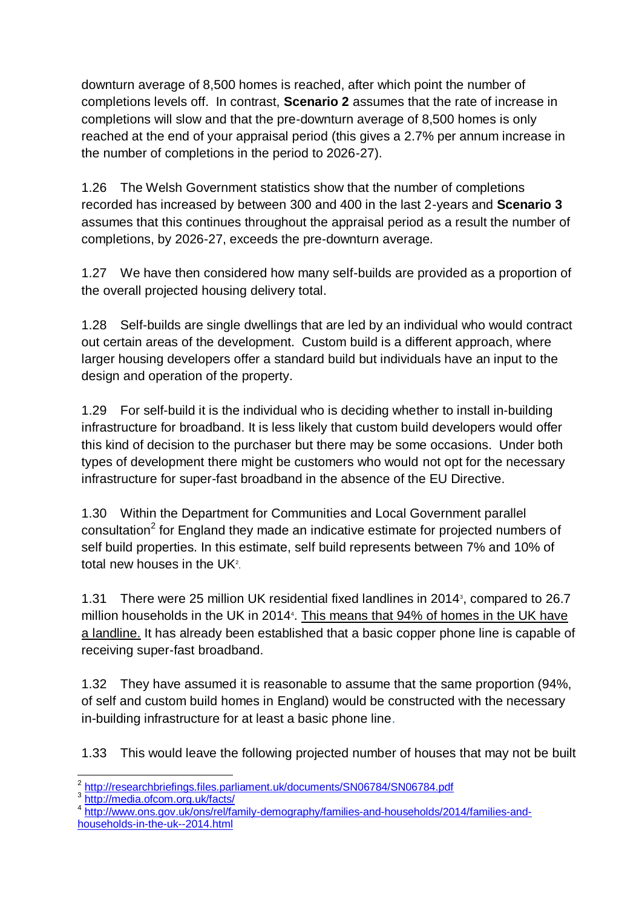downturn average of 8,500 homes is reached, after which point the number of completions levels off. In contrast, **Scenario 2** assumes that the rate of increase in completions will slow and that the pre-downturn average of 8,500 homes is only reached at the end of your appraisal period (this gives a 2.7% per annum increase in the number of completions in the period to 2026-27).

1.26 The Welsh Government statistics show that the number of completions recorded has increased by between 300 and 400 in the last 2-years and **Scenario 3** assumes that this continues throughout the appraisal period as a result the number of completions, by 2026-27, exceeds the pre-downturn average.

1.27 We have then considered how many self-builds are provided as a proportion of the overall projected housing delivery total.

1.28 Self-builds are single dwellings that are led by an individual who would contract out certain areas of the development. Custom build is a different approach, where larger housing developers offer a standard build but individuals have an input to the design and operation of the property.

1.29 For self-build it is the individual who is deciding whether to install in-building infrastructure for broadband. It is less likely that custom build developers would offer this kind of decision to the purchaser but there may be some occasions. Under both types of development there might be customers who would not opt for the necessary infrastructure for super-fast broadband in the absence of the EU Directive.

1.30 Within the Department for Communities and Local Government parallel consultation[2] for England they made an indicative estimate for projected numbers of self build properties. In this estimate, self build represents between 7% and 10% of total new houses in the UK[2].

1.31 There were 25 million UK residential fixed landlines in 2014[3], compared to 26.7 million households in the UK in 2014[4]. This means that 94% of homes in the UK have a landline. It has already been established that a basic copper phone line is capable of receiving super-fast broadband.

1.32 They have assumed it is reasonable to assume that the same proportion (94%, of self and custom build homes in England) would be constructed with the necessary in-building infrastructure for at least a basic phone line.

1.33 This would leave the following projected number of houses that may not be built

---

[2] http://researchbriefings.files.parliament.uk/documents/SN06784/SN06784.pdf

[3] http://media.ofcom.org.uk/facts/

[4] http://www.ons.gov.uk/ons/rel/family-demography/families-and-households/2014/families-and-households-in-the-uk--2014.html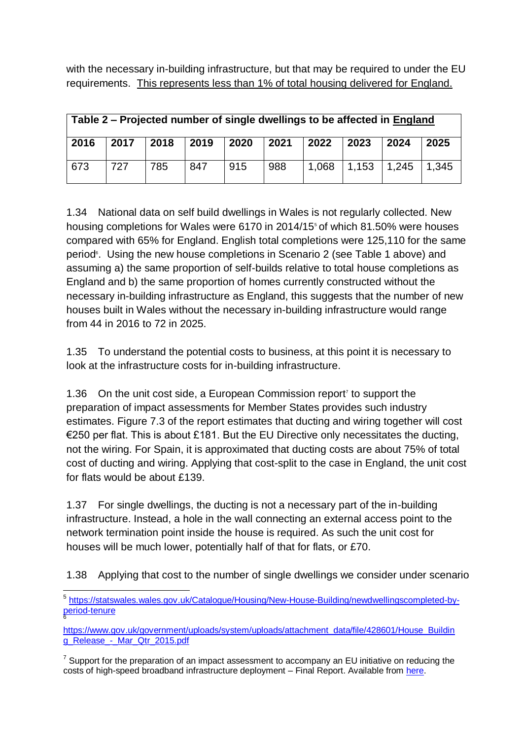with the necessary in-building infrastructure, but that may be required to under the EU requirements. <u>This represents less than 1% of total housing delivered for England.</u>

| **Table 2 – Projected number of single dwellings to be affected in <u>England</u>** | | | | | | | | | |
|---|---|---|---|---|---|---|---|---|---|
| **2016** | **2017** | **2018** | **2019** | **2020** | **2021** | **2022** | **2023** | **2024** | **2025** |
| 673 | 727 | 785 | 847 | 915 | 988 | 1,068 | 1,153 | 1,245 | 1,345 |

1.34 National data on self build dwellings in Wales is not regularly collected. New housing completions for Wales were 6170 in 2014/15[5] of which 81.50% were houses compared with 65% for England. English total completions were 125,110 for the same period[6]. Using the new house completions in Scenario 2 (see Table 1 above) and assuming a) the same proportion of self-builds relative to total house completions as England and b) the same proportion of homes currently constructed without the necessary in-building infrastructure as England, this suggests that the number of new houses built in Wales without the necessary in-building infrastructure would range from 44 in 2016 to 72 in 2025.

1.35 To understand the potential costs to business, at this point it is necessary to look at the infrastructure costs for in-building infrastructure.

1.36 On the unit cost side, a European Commission report[7] to support the preparation of impact assessments for Member States provides such industry estimates. Figure 7.3 of the report estimates that ducting and wiring together will cost €250 per flat. This is about £181. But the EU Directive only necessitates the ducting, not the wiring. For Spain, it is approximated that ducting costs are about 75% of total cost of ducting and wiring. Applying that cost-split to the case in England, the unit cost for flats would be about £139.

1.37 For single dwellings, the ducting is not a necessary part of the in-building infrastructure. Instead, a hole in the wall connecting an external access point to the network termination point inside the house is required. As such the unit cost for houses will be much lower, potentially half of that for flats, or £70.

1.38 Applying that cost to the number of single dwellings we consider under scenario

[5] https://statswales.wales.gov.uk/Catalogue/Housing/New-House-Building/newdwellingscompleted-by-period-tenure

[6] https://www.gov.uk/government/uploads/system/uploads/attachment_data/file/428601/House_Building_Release_-_Mar_Qtr_2015.pdf

[7] Support for the preparation of an impact assessment to accompany an EU initiative on reducing the costs of high-speed broadband infrastructure deployment – Final Report. Available from here.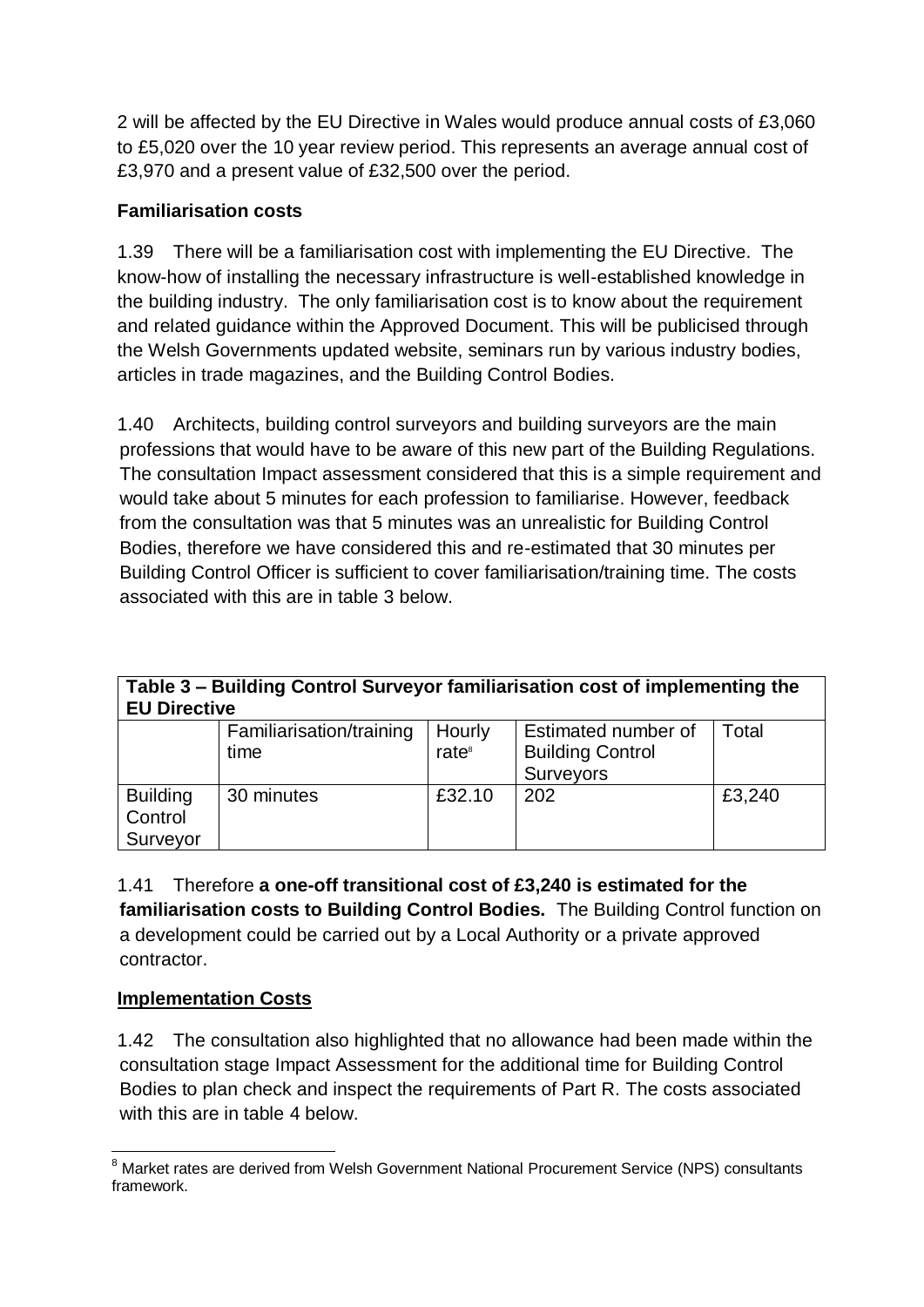2 will be affected by the EU Directive in Wales would produce annual costs of £3,060 to £5,020 over the 10 year review period. This represents an average annual cost of £3,970 and a present value of £32,500 over the period.

**Familiarisation costs**

1.39 There will be a familiarisation cost with implementing the EU Directive. The know-how of installing the necessary infrastructure is well-established knowledge in the building industry. The only familiarisation cost is to know about the requirement and related guidance within the Approved Document. This will be publicised through the Welsh Governments updated website, seminars run by various industry bodies, articles in trade magazines, and the Building Control Bodies.

1.40 Architects, building control surveyors and building surveyors are the main professions that would have to be aware of this new part of the Building Regulations. The consultation Impact assessment considered that this is a simple requirement and would take about 5 minutes for each profession to familiarise. However, feedback from the consultation was that 5 minutes was an unrealistic for Building Control Bodies, therefore we have considered this and re-estimated that 30 minutes per Building Control Officer is sufficient to cover familiarisation/training time. The costs associated with this are in table 3 below.

**Table 3 – Building Control Surveyor familiarisation cost of implementing the EU Directive**

| | Familiarisation/training time | Hourly rate[8] | Estimated number of Building Control Surveyors | Total |
|---|---|---|---|---|
| Building Control Surveyor | 30 minutes | £32.10 | 202 | £3,240 |

1.41 Therefore **a one-off transitional cost of £3,240 is estimated for the familiarisation costs to Building Control Bodies.** The Building Control function on a development could be carried out by a Local Authority or a private approved contractor.

**Implementation Costs**

1.42 The consultation also highlighted that no allowance had been made within the consultation stage Impact Assessment for the additional time for Building Control Bodies to plan check and inspect the requirements of Part R. The costs associated with this are in table 4 below.

[8] Market rates are derived from Welsh Government National Procurement Service (NPS) consultants framework.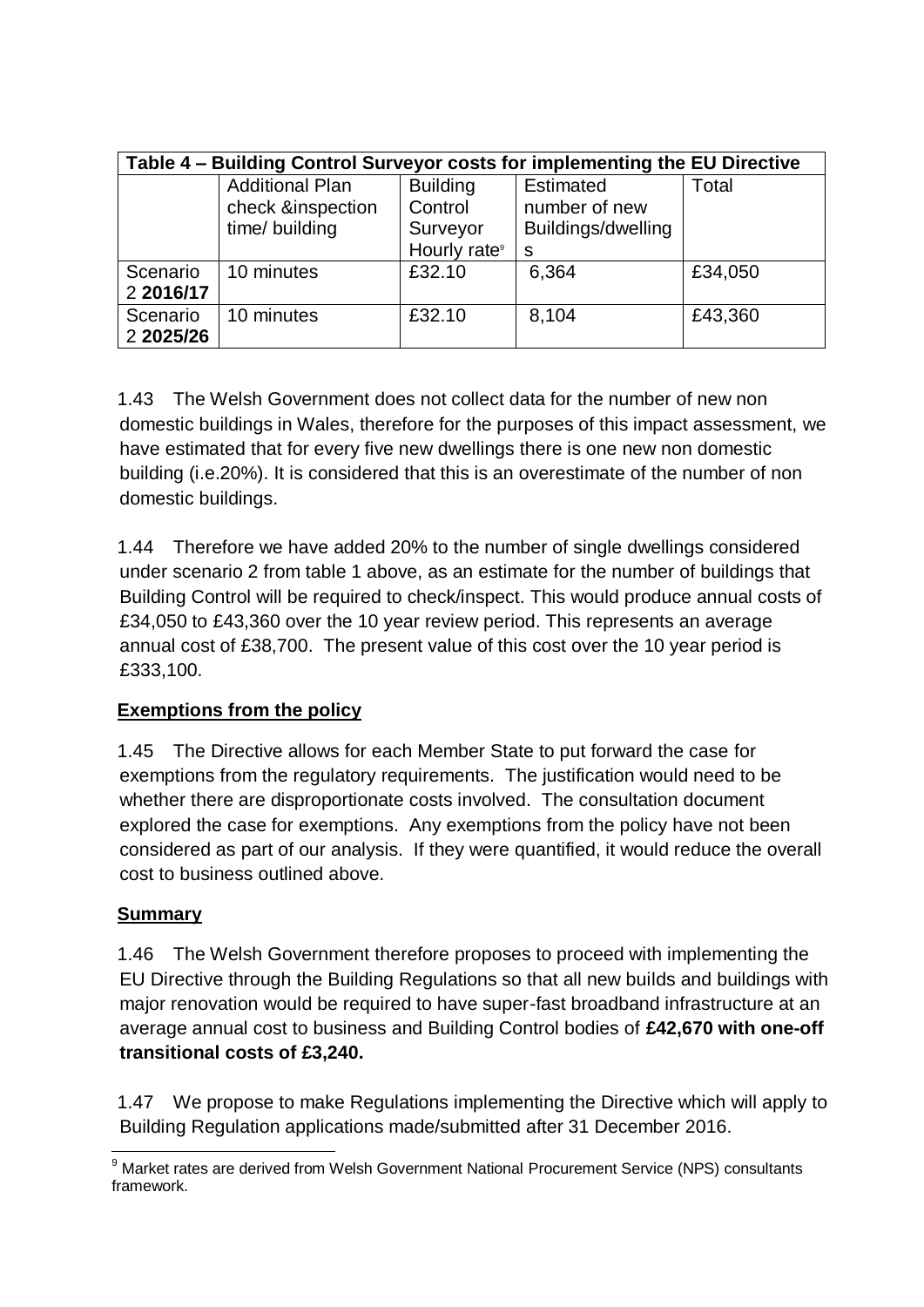| Table 4 – Building Control Surveyor costs for implementing the EU Directive | | | | |
|---|---|---|---|---|
| | Additional Plan check &inspection time/ building | Building Control Surveyor Hourly rate[9] | Estimated number of new Buildings/dwellings | Total |
| Scenario 2 **2016/17** | 10 minutes | £32.10 | 6,364 | £34,050 |
| Scenario 2 **2025/26** | 10 minutes | £32.10 | 8,104 | £43,360 |

1.43 The Welsh Government does not collect data for the number of new non domestic buildings in Wales, therefore for the purposes of this impact assessment, we have estimated that for every five new dwellings there is one new non domestic building (i.e.20%). It is considered that this is an overestimate of the number of non domestic buildings.

1.44 Therefore we have added 20% to the number of single dwellings considered under scenario 2 from table 1 above, as an estimate for the number of buildings that Building Control will be required to check/inspect. This would produce annual costs of £34,050 to £43,360 over the 10 year review period. This represents an average annual cost of £38,700. The present value of this cost over the 10 year period is £333,100.

**Exemptions from the policy**

1.45 The Directive allows for each Member State to put forward the case for exemptions from the regulatory requirements. The justification would need to be whether there are disproportionate costs involved. The consultation document explored the case for exemptions. Any exemptions from the policy have not been considered as part of our analysis. If they were quantified, it would reduce the overall cost to business outlined above.

**Summary**

1.46 The Welsh Government therefore proposes to proceed with implementing the EU Directive through the Building Regulations so that all new builds and buildings with major renovation would be required to have super-fast broadband infrastructure at an average annual cost to business and Building Control bodies of **£42,670 with one-off transitional costs of £3,240.**

1.47 We propose to make Regulations implementing the Directive which will apply to Building Regulation applications made/submitted after 31 December 2016.

[9] Market rates are derived from Welsh Government National Procurement Service (NPS) consultants framework.